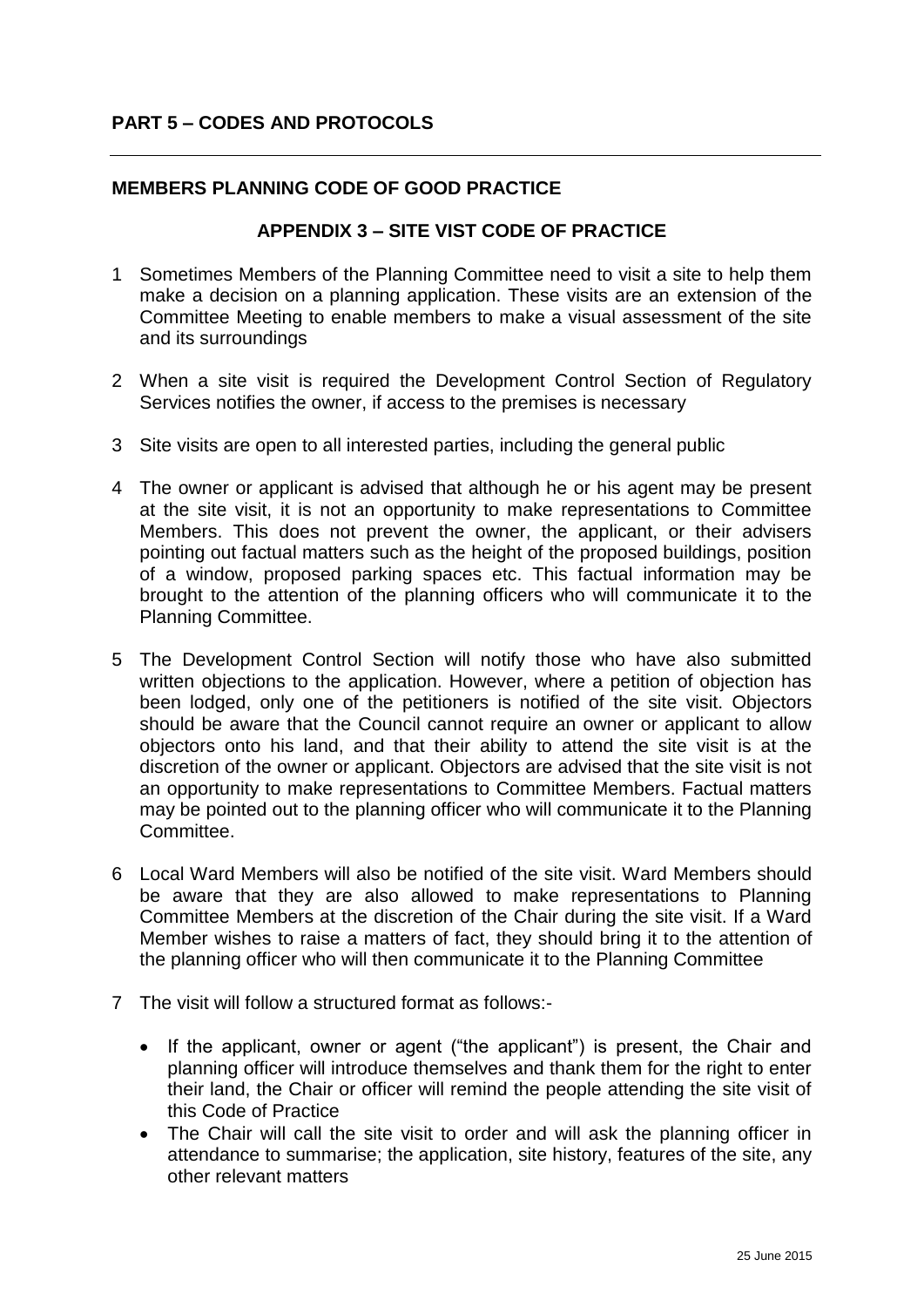## PART 5 – CODES AND PROTOCOLS

---

### MEMBERS PLANNING CODE OF GOOD PRACTICE

### APPENDIX 3 – SITE VIST CODE OF PRACTICE

1. Sometimes Members of the Planning Committee need to visit a site to help them make a decision on a planning application. These visits are an extension of the Committee Meeting to enable members to make a visual assessment of the site and its surroundings

2. When a site visit is required the Development Control Section of Regulatory Services notifies the owner, if access to the premises is necessary

3. Site visits are open to all interested parties, including the general public

4. The owner or applicant is advised that although he or his agent may be present at the site visit, it is not an opportunity to make representations to Committee Members. This does not prevent the owner, the applicant, or their advisers pointing out factual matters such as the height of the proposed buildings, position of a window, proposed parking spaces etc. This factual information may be brought to the attention of the planning officers who will communicate it to the Planning Committee.

5. The Development Control Section will notify those who have also submitted written objections to the application. However, where a petition of objection has been lodged, only one of the petitioners is notified of the site visit. Objectors should be aware that the Council cannot require an owner or applicant to allow objectors onto his land, and that their ability to attend the site visit is at the discretion of the owner or applicant. Objectors are advised that the site visit is not an opportunity to make representations to Committee Members. Factual matters may be pointed out to the planning officer who will communicate it to the Planning Committee.

6. Local Ward Members will also be notified of the site visit. Ward Members should be aware that they are also allowed to make representations to Planning Committee Members at the discretion of the Chair during the site visit. If a Ward Member wishes to raise a matters of fact, they should bring it to the attention of the planning officer who will then communicate it to the Planning Committee

7. The visit will follow a structured format as follows:-

   - If the applicant, owner or agent ("the applicant") is present, the Chair and planning officer will introduce themselves and thank them for the right to enter their land, the Chair or officer will remind the people attending the site visit of this Code of Practice
   - The Chair will call the site visit to order and will ask the planning officer in attendance to summarise; the application, site history, features of the site, any other relevant matters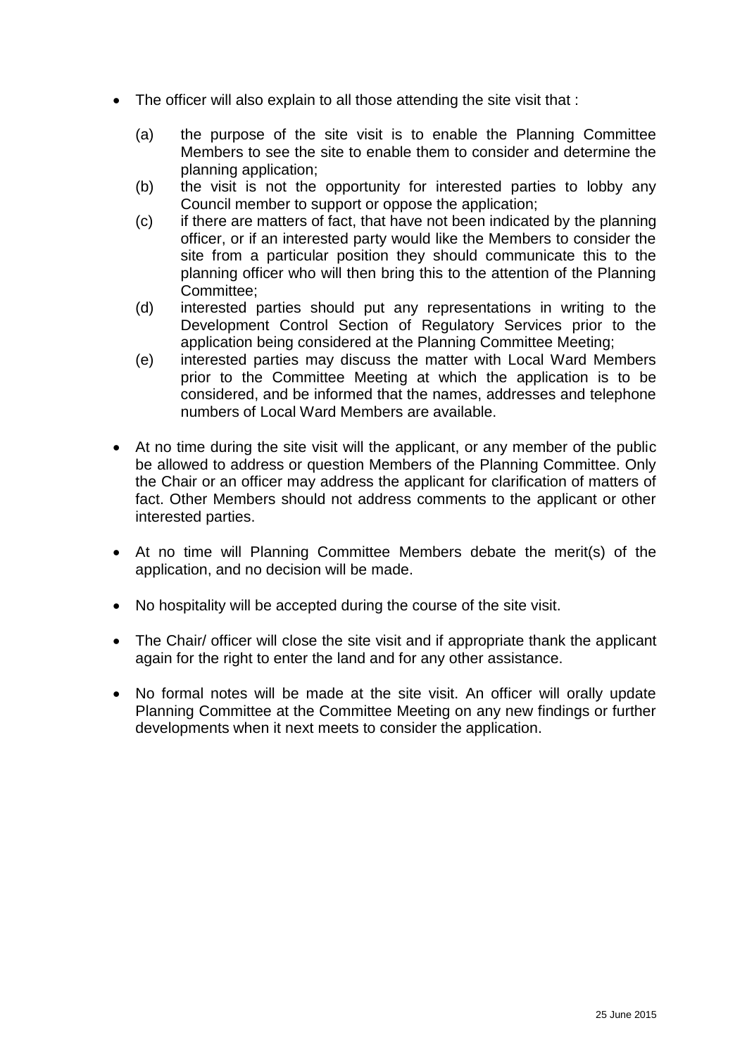- The officer will also explain to all those attending the site visit that :

  (a) the purpose of the site visit is to enable the Planning Committee Members to see the site to enable them to consider and determine the planning application;

  (b) the visit is not the opportunity for interested parties to lobby any Council member to support or oppose the application;

  (c) if there are matters of fact, that have not been indicated by the planning officer, or if an interested party would like the Members to consider the site from a particular position they should communicate this to the planning officer who will then bring this to the attention of the Planning Committee;

  (d) interested parties should put any representations in writing to the Development Control Section of Regulatory Services prior to the application being considered at the Planning Committee Meeting;

  (e) interested parties may discuss the matter with Local Ward Members prior to the Committee Meeting at which the application is to be considered, and be informed that the names, addresses and telephone numbers of Local Ward Members are available.

- At no time during the site visit will the applicant, or any member of the public be allowed to address or question Members of the Planning Committee. Only the Chair or an officer may address the applicant for clarification of matters of fact. Other Members should not address comments to the applicant or other interested parties.

- At no time will Planning Committee Members debate the merit(s) of the application, and no decision will be made.

- No hospitality will be accepted during the course of the site visit.

- The Chair/ officer will close the site visit and if appropriate thank the applicant again for the right to enter the land and for any other assistance.

- No formal notes will be made at the site visit. An officer will orally update Planning Committee at the Committee Meeting on any new findings or further developments when it next meets to consider the application.

25 June 2015